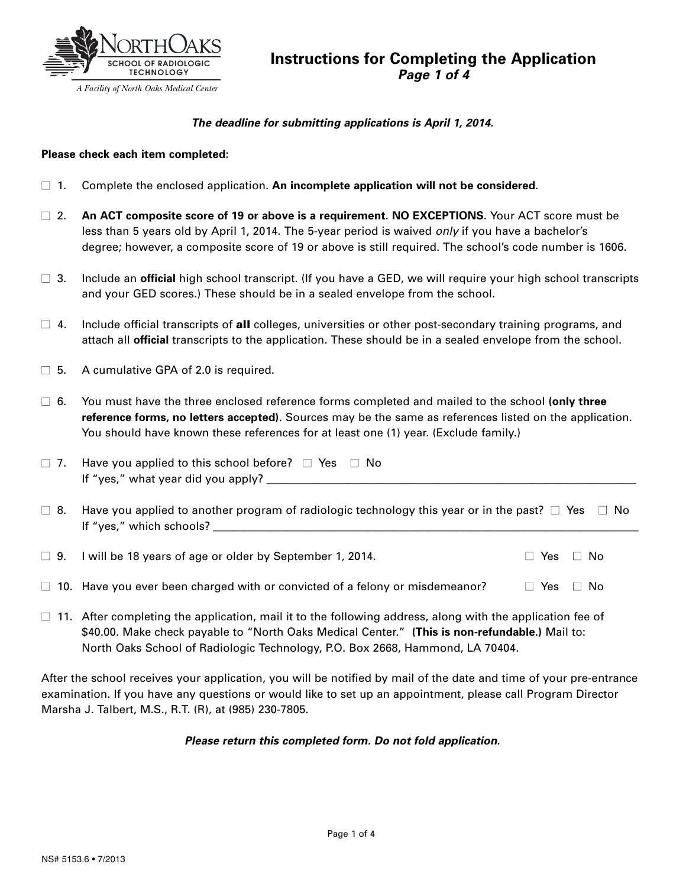NorthOaks School of Radiologic Technology

*A Facility of North Oaks Medical Center*

# Instructions for Completing the Application

***Page 1 of 4***

***The deadline for submitting applications is April 1, 2014.***

**Please check each item completed:**

☐ 1. Complete the enclosed application. **An incomplete application will not be considered**.

☐ 2. **An ACT composite score of 19 or above is a requirement. NO EXCEPTIONS**. Your ACT score must be less than 5 years old by April 1, 2014. The 5-year period is waived *only* if you have a bachelor's degree; however, a composite score of 19 or above is still required. The school's code number is 1606.

☐ 3. Include an **official** high school transcript. (If you have a GED, we will require your high school transcripts and your GED scores.) These should be in a sealed envelope from the school.

☐ 4. Include official transcripts of **all** colleges, universities or other post-secondary training programs, and attach all **official** transcripts to the application. These should be in a sealed envelope from the school.

☐ 5. A cumulative GPA of 2.0 is required.

☐ 6. You must have the three enclosed reference forms completed and mailed to the school **(only three reference forms, no letters accepted)**. Sources may be the same as references listed on the application. You should have known these references for at least one (1) year. (Exclude family.)

☐ 7. Have you applied to this school before? ☐ Yes ☐ No
If "yes," what year did you apply? ___________________________

☐ 8. Have you applied to another program of radiologic technology this year or in the past? ☐ Yes ☐ No
If "yes," which schools? ___________________________

☐ 9. I will be 18 years of age or older by September 1, 2014. ☐ Yes ☐ No

☐ 10. Have you ever been charged with or convicted of a felony or misdemeanor? ☐ Yes ☐ No

☐ 11. After completing the application, mail it to the following address, along with the application fee of $40.00. Make check payable to "North Oaks Medical Center." **(This is non-refundable.)** Mail to: North Oaks School of Radiologic Technology, P.O. Box 2668, Hammond, LA 70404.

After the school receives your application, you will be notified by mail of the date and time of your pre-entrance examination. If you have any questions or would like to set up an appointment, please call Program Director Marsha J. Talbert, M.S., R.T. (R), at (985) 230-7805.

***Please return this completed form. Do not fold application.***

NS# 5153.6 • 7/2013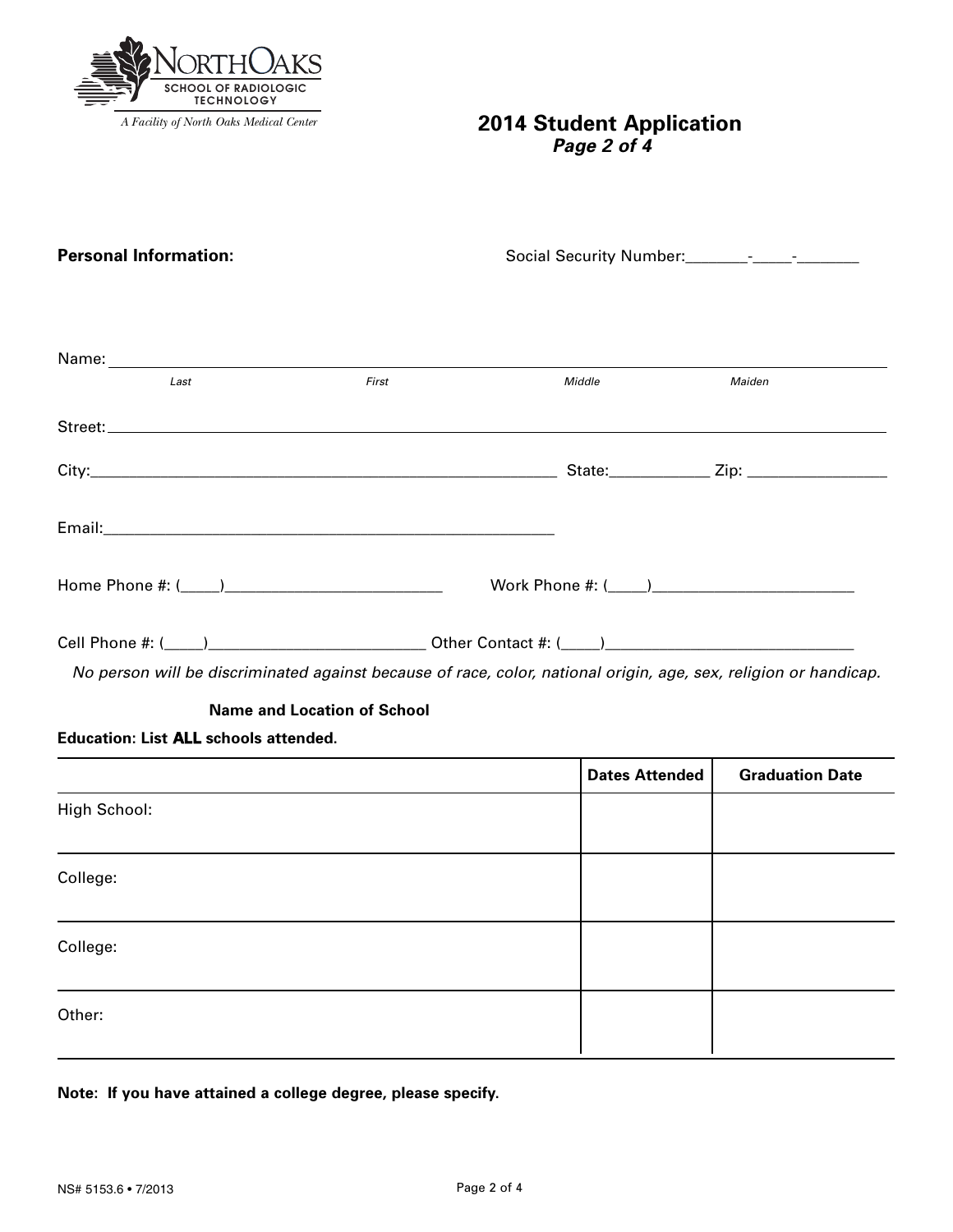NorthOaks School of Radiologic Technology

*A Facility of North Oaks Medical Center*

# 2014 Student Application

***Page 2 of 4***

**Personal Information:** Social Security Number:_______-_____-_______

Name: ______________________________________________________________

*Last* *First* *Middle* *Maiden*

Street: ______________________________________________________________

City:___________________________________________ State:___________ Zip: ______________

Email:___________________________________________

Home Phone #: (____)________________________ Work Phone #: (____)______________________

Cell Phone #: (____)________________________ Other Contact #: (____)____________________________

*No person will be discriminated against because of race, color, national origin, age, sex, religion or handicap.*

**Education: List ALL schools attended.**

| Name and Location of School | Dates Attended | Graduation Date |
|---|---|---|
| High School: | | |
| College: | | |
| College: | | |
| Other: | | |

**Note: If you have attained a college degree, please specify.**

NS# 5153.6 • 7/2013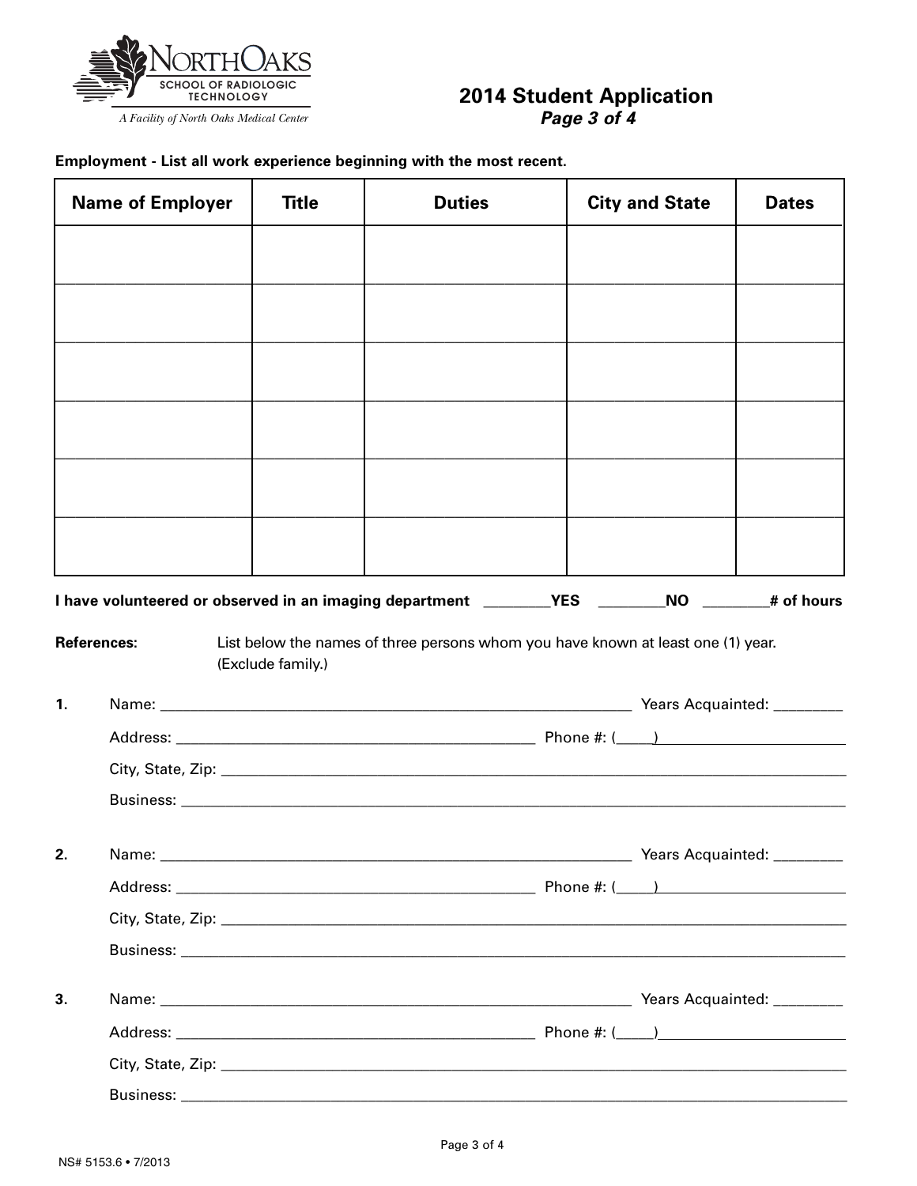NORTHOAKS
SCHOOL OF RADIOLOGIC TECHNOLOGY
*A Facility of North Oaks Medical Center*

# 2014 Student Application
***Page 3 of 4***

**Employment - List all work experience beginning with the most recent.**

| Name of Employer | Title | Duties | City and State | Dates |
|---|---|---|---|---|
| | | | | |
| | | | | |
| | | | | |
| | | | | |
| | | | | |
| | | | | |

**I have volunteered or observed in an imaging department ________YES ________NO ________# of hours**

**References:** List below the names of three persons whom you have known at least one (1) year. (Exclude family.)

**1.** Name: ____________________________________________ Years Acquainted: ________

Address: ___________________________________ Phone #: (____)____________________

City, State, Zip: ____________________________________________________________

Business: __________________________________________________________________

**2.** Name: ____________________________________________ Years Acquainted: ________

Address: ___________________________________ Phone #: (____)____________________

City, State, Zip: ____________________________________________________________

Business: __________________________________________________________________

**3.** Name: ____________________________________________ Years Acquainted: ________

Address: ___________________________________ Phone #: (____)____________________

City, State, Zip: ____________________________________________________________

Business: __________________________________________________________________

NS# 5153.6 • 7/2013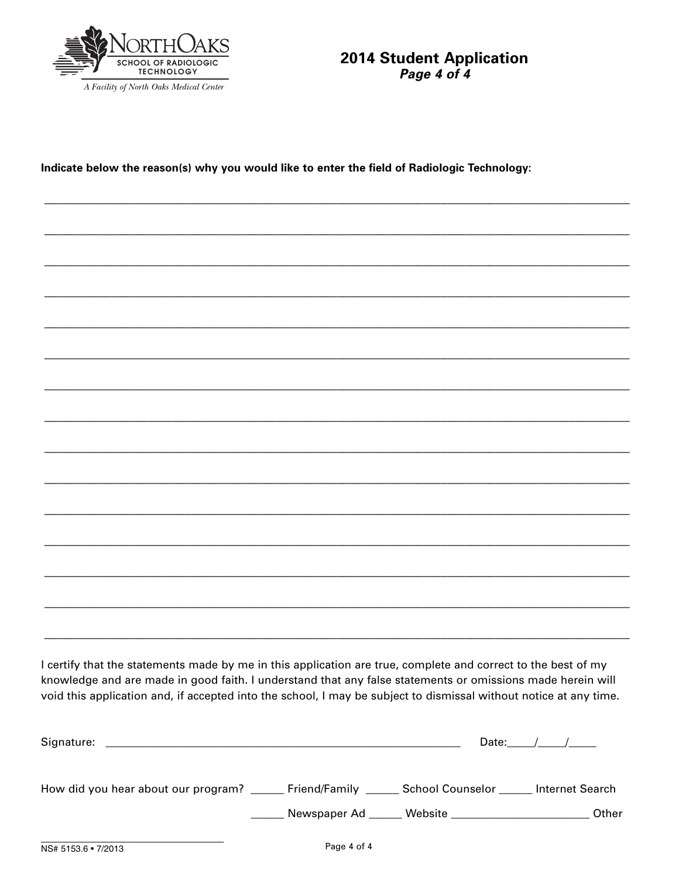NORTHOAKS SCHOOL OF RADIOLOGIC TECHNOLOGY

*A Facility of North Oaks Medical Center*

## 2014 Student Application

***Page 4 of 4***

**Indicate below the reason(s) why you would like to enter the field of Radiologic Technology:**

_______________________________________________________________________________

_______________________________________________________________________________

_______________________________________________________________________________

_______________________________________________________________________________

_______________________________________________________________________________

_______________________________________________________________________________

_______________________________________________________________________________

_______________________________________________________________________________

_______________________________________________________________________________

_______________________________________________________________________________

_______________________________________________________________________________

_______________________________________________________________________________

_______________________________________________________________________________

_______________________________________________________________________________

_______________________________________________________________________________

I certify that the statements made by me in this application are true, complete and correct to the best of my knowledge and are made in good faith. I understand that any false statements or omissions made herein will void this application and, if accepted into the school, I may be subject to dismissal without notice at any time.

Signature: ________________________________________________ Date:_____/_____/_____

How did you hear about our program? ______ Friend/Family ______ School Counselor ______ Internet Search

______ Newspaper Ad ______ Website ________________________ Other

NS# 5153.6 • 7/2013